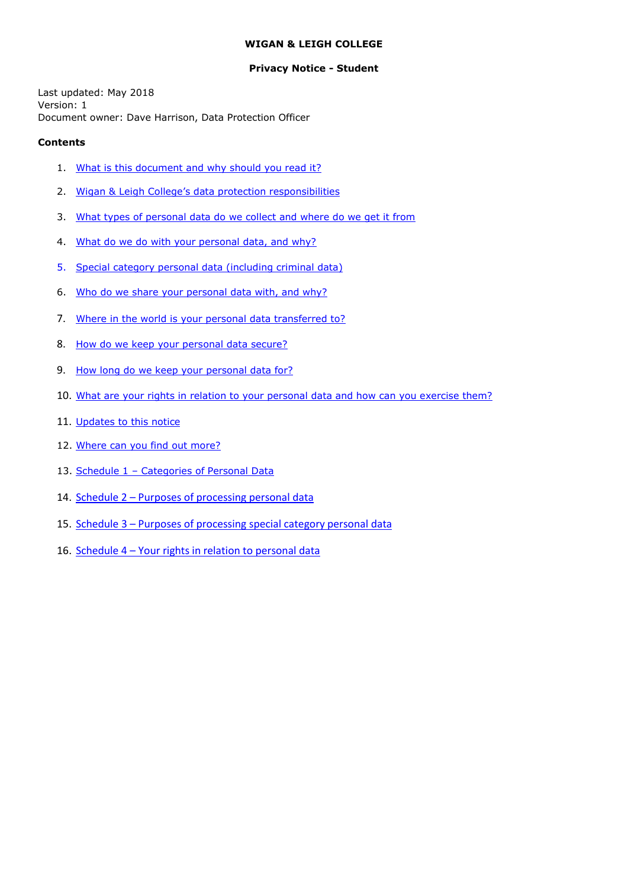# WIGAN & LEIGH COLLEGE

## Privacy Notice - Student

Last updated: May 2018
Version: 1
Document owner: Dave Harrison, Data Protection Officer

**Contents**

1. What is this document and why should you read it?
2. Wigan & Leigh College's data protection responsibilities
3. What types of personal data do we collect and where do we get it from
4. What do we do with your personal data, and why?
5. Special category personal data (including criminal data)
6. Who do we share your personal data with, and why?
7. Where in the world is your personal data transferred to?
8. How do we keep your personal data secure?
9. How long do we keep your personal data for?
10. What are your rights in relation to your personal data and how can you exercise them?
11. Updates to this notice
12. Where can you find out more?
13. Schedule 1 – Categories of Personal Data
14. Schedule 2 – Purposes of processing personal data
15. Schedule 3 – Purposes of processing special category personal data
16. Schedule 4 – Your rights in relation to personal data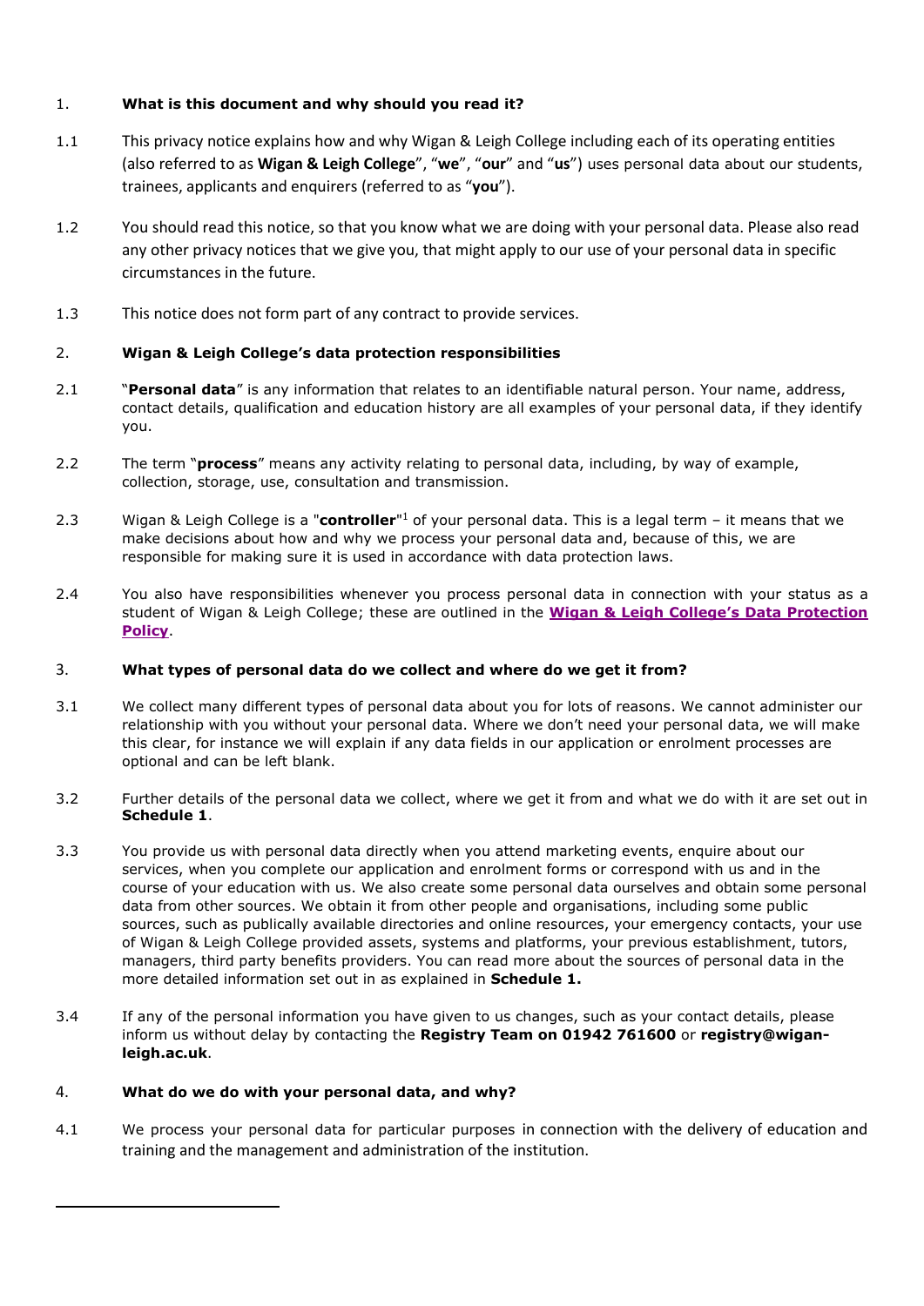1. **What is this document and why should you read it?**

1.1 This privacy notice explains how and why Wigan & Leigh College including each of its operating entities (also referred to as **Wigan & Leigh College**", "**we**", "**our**" and "**us**") uses personal data about our students, trainees, applicants and enquirers (referred to as "**you**").

1.2 You should read this notice, so that you know what we are doing with your personal data. Please also read any other privacy notices that we give you, that might apply to our use of your personal data in specific circumstances in the future.

1.3 This notice does not form part of any contract to provide services.

2. **Wigan & Leigh College's data protection responsibilities**

2.1 "**Personal data**" is any information that relates to an identifiable natural person. Your name, address, contact details, qualification and education history are all examples of your personal data, if they identify you.

2.2 The term "**process**" means any activity relating to personal data, including, by way of example, collection, storage, use, consultation and transmission.

2.3 Wigan & Leigh College is a "**controller**"[1] of your personal data. This is a legal term – it means that we make decisions about how and why we process your personal data and, because of this, we are responsible for making sure it is used in accordance with data protection laws.

2.4 You also have responsibilities whenever you process personal data in connection with your status as a student of Wigan & Leigh College; these are outlined in the **Wigan & Leigh College's Data Protection Policy**.

3. **What types of personal data do we collect and where do we get it from?**

3.1 We collect many different types of personal data about you for lots of reasons. We cannot administer our relationship with you without your personal data. Where we don't need your personal data, we will make this clear, for instance we will explain if any data fields in our application or enrolment processes are optional and can be left blank.

3.2 Further details of the personal data we collect, where we get it from and what we do with it are set out in **Schedule 1**.

3.3 You provide us with personal data directly when you attend marketing events, enquire about our services, when you complete our application and enrolment forms or correspond with us and in the course of your education with us. We also create some personal data ourselves and obtain some personal data from other sources. We obtain it from other people and organisations, including some public sources, such as publically available directories and online resources, your emergency contacts, your use of Wigan & Leigh College provided assets, systems and platforms, your previous establishment, tutors, managers, third party benefits providers. You can read more about the sources of personal data in the more detailed information set out in as explained in **Schedule 1.**

3.4 If any of the personal information you have given to us changes, such as your contact details, please inform us without delay by contacting the **Registry Team on 01942 761600** or **registry@wigan-leigh.ac.uk**.

4. **What do we do with your personal data, and why?**

4.1 We process your personal data for particular purposes in connection with the delivery of education and training and the management and administration of the institution.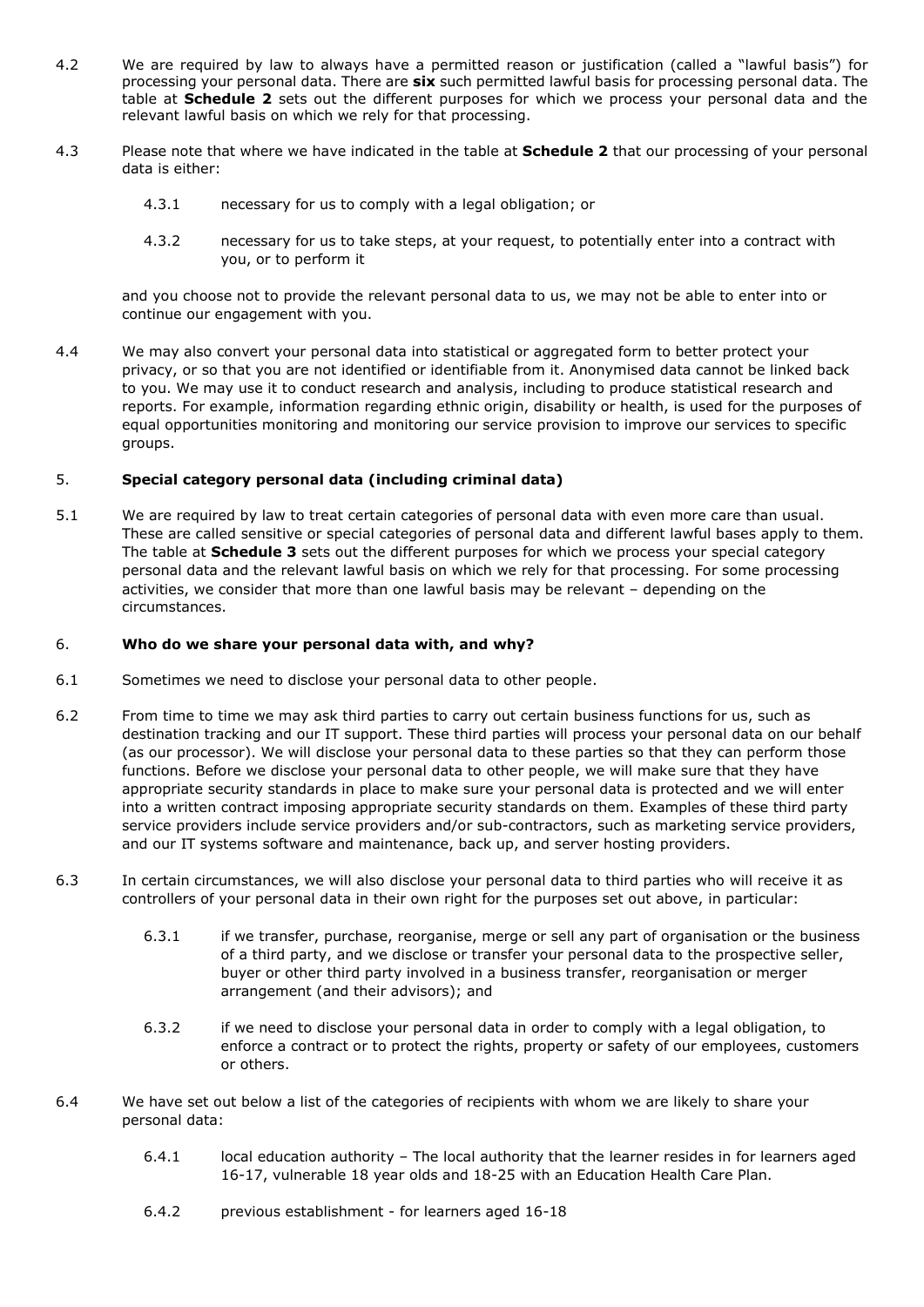4.2 We are required by law to always have a permitted reason or justification (called a "lawful basis") for processing your personal data. There are **six** such permitted lawful basis for processing personal data. The table at **Schedule 2** sets out the different purposes for which we process your personal data and the relevant lawful basis on which we rely for that processing.

4.3 Please note that where we have indicated in the table at **Schedule 2** that our processing of your personal data is either:

4.3.1 necessary for us to comply with a legal obligation; or

4.3.2 necessary for us to take steps, at your request, to potentially enter into a contract with you, or to perform it

and you choose not to provide the relevant personal data to us, we may not be able to enter into or continue our engagement with you.

4.4 We may also convert your personal data into statistical or aggregated form to better protect your privacy, or so that you are not identified or identifiable from it. Anonymised data cannot be linked back to you. We may use it to conduct research and analysis, including to produce statistical research and reports. For example, information regarding ethnic origin, disability or health, is used for the purposes of equal opportunities monitoring and monitoring our service provision to improve our services to specific groups.

## 5. Special category personal data (including criminal data)

5.1 We are required by law to treat certain categories of personal data with even more care than usual. These are called sensitive or special categories of personal data and different lawful bases apply to them. The table at **Schedule 3** sets out the different purposes for which we process your special category personal data and the relevant lawful basis on which we rely for that processing. For some processing activities, we consider that more than one lawful basis may be relevant – depending on the circumstances.

## 6. Who do we share your personal data with, and why?

6.1 Sometimes we need to disclose your personal data to other people.

6.2 From time to time we may ask third parties to carry out certain business functions for us, such as destination tracking and our IT support. These third parties will process your personal data on our behalf (as our processor). We will disclose your personal data to these parties so that they can perform those functions. Before we disclose your personal data to other people, we will make sure that they have appropriate security standards in place to make sure your personal data is protected and we will enter into a written contract imposing appropriate security standards on them. Examples of these third party service providers include service providers and/or sub-contractors, such as marketing service providers, and our IT systems software and maintenance, back up, and server hosting providers.

6.3 In certain circumstances, we will also disclose your personal data to third parties who will receive it as controllers of your personal data in their own right for the purposes set out above, in particular:

6.3.1 if we transfer, purchase, reorganise, merge or sell any part of organisation or the business of a third party, and we disclose or transfer your personal data to the prospective seller, buyer or other third party involved in a business transfer, reorganisation or merger arrangement (and their advisors); and

6.3.2 if we need to disclose your personal data in order to comply with a legal obligation, to enforce a contract or to protect the rights, property or safety of our employees, customers or others.

6.4 We have set out below a list of the categories of recipients with whom we are likely to share your personal data:

6.4.1 local education authority – The local authority that the learner resides in for learners aged 16-17, vulnerable 18 year olds and 18-25 with an Education Health Care Plan.

6.4.2 previous establishment - for learners aged 16-18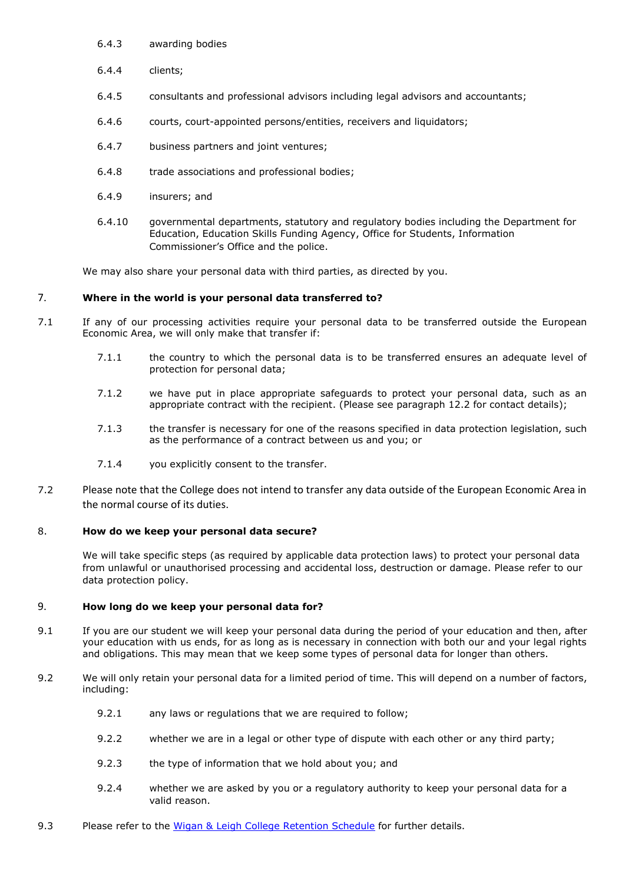6.4.3 awarding bodies

6.4.4 clients;

6.4.5 consultants and professional advisors including legal advisors and accountants;

6.4.6 courts, court-appointed persons/entities, receivers and liquidators;

6.4.7 business partners and joint ventures;

6.4.8 trade associations and professional bodies;

6.4.9 insurers; and

6.4.10 governmental departments, statutory and regulatory bodies including the Department for Education, Education Skills Funding Agency, Office for Students, Information Commissioner's Office and the police.

We may also share your personal data with third parties, as directed by you.

## 7. Where in the world is your personal data transferred to?

7.1 If any of our processing activities require your personal data to be transferred outside the European Economic Area, we will only make that transfer if:

7.1.1 the country to which the personal data is to be transferred ensures an adequate level of protection for personal data;

7.1.2 we have put in place appropriate safeguards to protect your personal data, such as an appropriate contract with the recipient. (Please see paragraph 12.2 for contact details);

7.1.3 the transfer is necessary for one of the reasons specified in data protection legislation, such as the performance of a contract between us and you; or

7.1.4 you explicitly consent to the transfer.

7.2 Please note that the College does not intend to transfer any data outside of the European Economic Area in the normal course of its duties.

## 8. How do we keep your personal data secure?

We will take specific steps (as required by applicable data protection laws) to protect your personal data from unlawful or unauthorised processing and accidental loss, destruction or damage. Please refer to our data protection policy.

## 9. How long do we keep your personal data for?

9.1 If you are our student we will keep your personal data during the period of your education and then, after your education with us ends, for as long as is necessary in connection with both our and your legal rights and obligations. This may mean that we keep some types of personal data for longer than others.

9.2 We will only retain your personal data for a limited period of time. This will depend on a number of factors, including:

9.2.1 any laws or regulations that we are required to follow;

9.2.2 whether we are in a legal or other type of dispute with each other or any third party;

9.2.3 the type of information that we hold about you; and

9.2.4 whether we are asked by you or a regulatory authority to keep your personal data for a valid reason.

9.3 Please refer to the Wigan & Leigh College Retention Schedule for further details.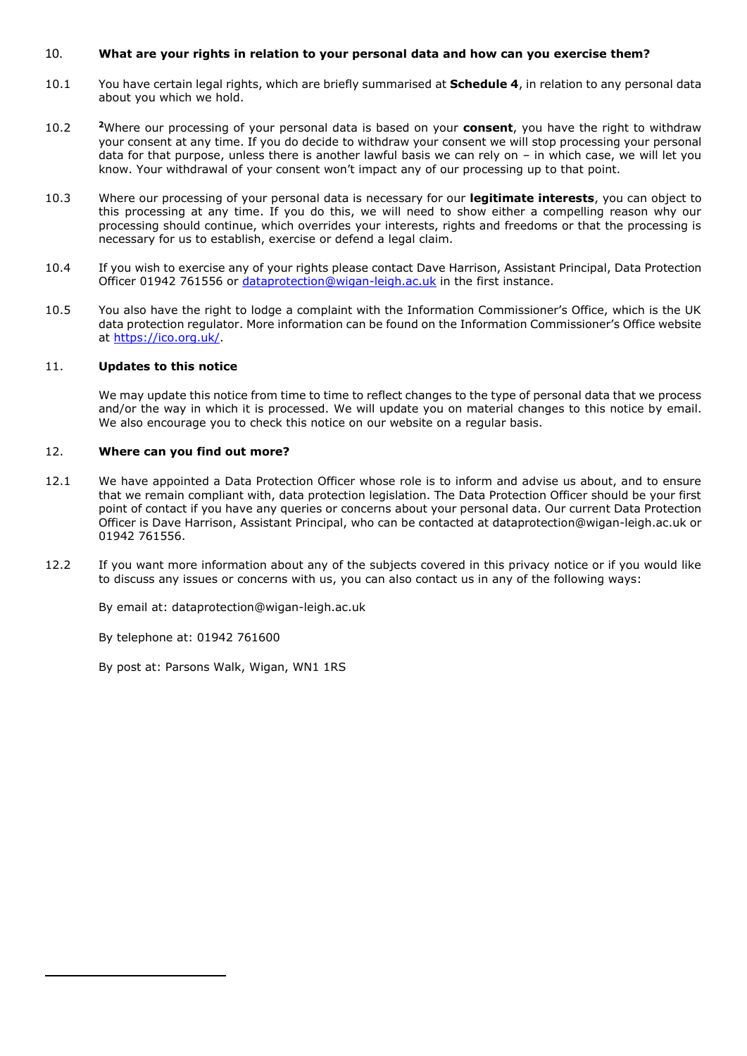## 10. What are your rights in relation to your personal data and how can you exercise them?

10.1 You have certain legal rights, which are briefly summarised at **Schedule 4**, in relation to any personal data about you which we hold.

10.2 [2]Where our processing of your personal data is based on your **consent**, you have the right to withdraw your consent at any time. If you do decide to withdraw your consent we will stop processing your personal data for that purpose, unless there is another lawful basis we can rely on – in which case, we will let you know. Your withdrawal of your consent won't impact any of our processing up to that point.

10.3 Where our processing of your personal data is necessary for our **legitimate interests**, you can object to this processing at any time. If you do this, we will need to show either a compelling reason why our processing should continue, which overrides your interests, rights and freedoms or that the processing is necessary for us to establish, exercise or defend a legal claim.

10.4 If you wish to exercise any of your rights please contact Dave Harrison, Assistant Principal, Data Protection Officer 01942 761556 or dataprotection@wigan-leigh.ac.uk in the first instance.

10.5 You also have the right to lodge a complaint with the Information Commissioner's Office, which is the UK data protection regulator. More information can be found on the Information Commissioner's Office website at https://ico.org.uk/.

## 11. Updates to this notice

We may update this notice from time to time to reflect changes to the type of personal data that we process and/or the way in which it is processed. We will update you on material changes to this notice by email. We also encourage you to check this notice on our website on a regular basis.

## 12. Where can you find out more?

12.1 We have appointed a Data Protection Officer whose role is to inform and advise us about, and to ensure that we remain compliant with, data protection legislation. The Data Protection Officer should be your first point of contact if you have any queries or concerns about your personal data. Our current Data Protection Officer is Dave Harrison, Assistant Principal, who can be contacted at dataprotection@wigan-leigh.ac.uk or 01942 761556.

12.2 If you want more information about any of the subjects covered in this privacy notice or if you would like to discuss any issues or concerns with us, you can also contact us in any of the following ways:

By email at: dataprotection@wigan-leigh.ac.uk

By telephone at: 01942 761600

By post at: Parsons Walk, Wigan, WN1 1RS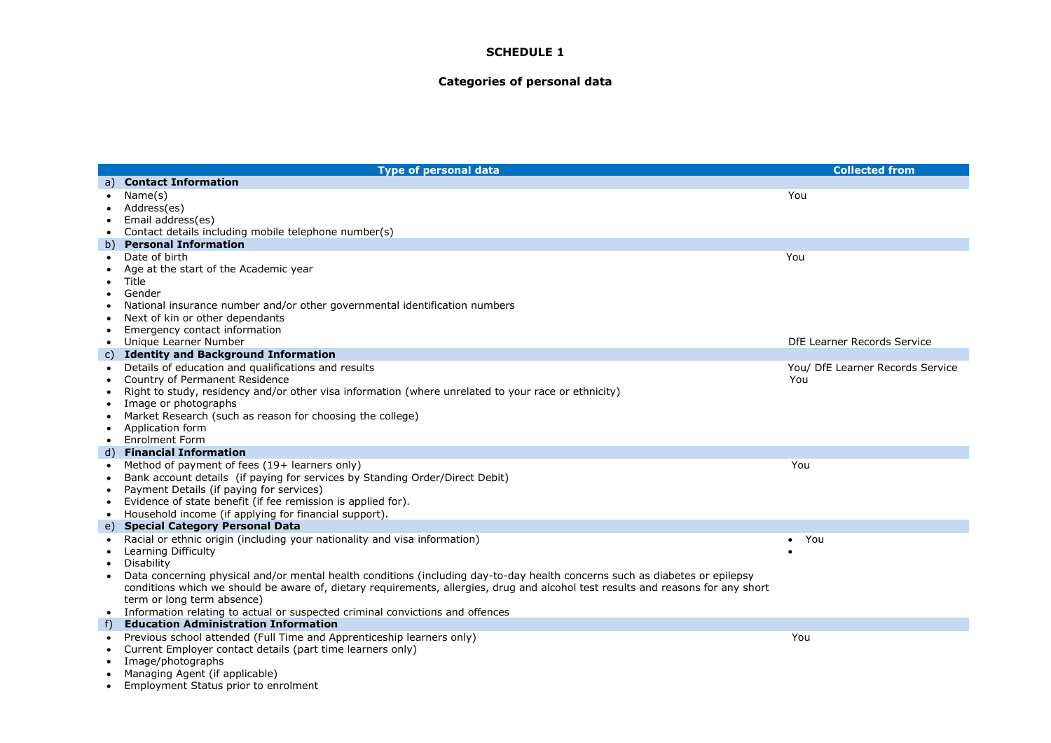**SCHEDULE 1**

**Categories of personal data**

| Type of personal data | Collected from |
|---|---|
| a) **Contact Information** | |
| • Name(s)<br>• Address(es)<br>• Email address(es)<br>• Contact details including mobile telephone number(s) | You |
| b) **Personal Information** | |
| • Date of birth<br>• Age at the start of the Academic year<br>• Title<br>• Gender<br>• National insurance number and/or other governmental identification numbers<br>• Next of kin or other dependants<br>• Emergency contact information | You |
| • Unique Learner Number | DfE Learner Records Service |
| c) **Identity and Background Information** | |
| • Details of education and qualifications and results | You/ DfE Learner Records Service |
| • Country of Permanent Residence<br>• Right to study, residency and/or other visa information (where unrelated to your race or ethnicity)<br>• Image or photographs<br>• Market Research (such as reason for choosing the college)<br>• Application form<br>• Enrolment Form | You |
| d) **Financial Information** | |
| • Method of payment of fees (19+ learners only)<br>• Bank account details (if paying for services by Standing Order/Direct Debit)<br>• Payment Details (if paying for services)<br>• Evidence of state benefit (if fee remission is applied for).<br>• Household income (if applying for financial support). | You |
| e) **Special Category Personal Data** | |
| • Racial or ethnic origin (including your nationality and visa information)<br>• Learning Difficulty<br>• Disability<br>• Data concerning physical and/or mental health conditions (including day-to-day health concerns such as diabetes or epilepsy conditions which we should be aware of, dietary requirements, allergies, drug and alcohol test results and reasons for any short term or long term absence)<br>• Information relating to actual or suspected criminal convictions and offences | • You<br>• |
| f) **Education Administration Information** | |
| • Previous school attended (Full Time and Apprenticeship learners only)<br>• Current Employer contact details (part time learners only)<br>• Image/photographs<br>• Managing Agent (if applicable)<br>• Employment Status prior to enrolment | You |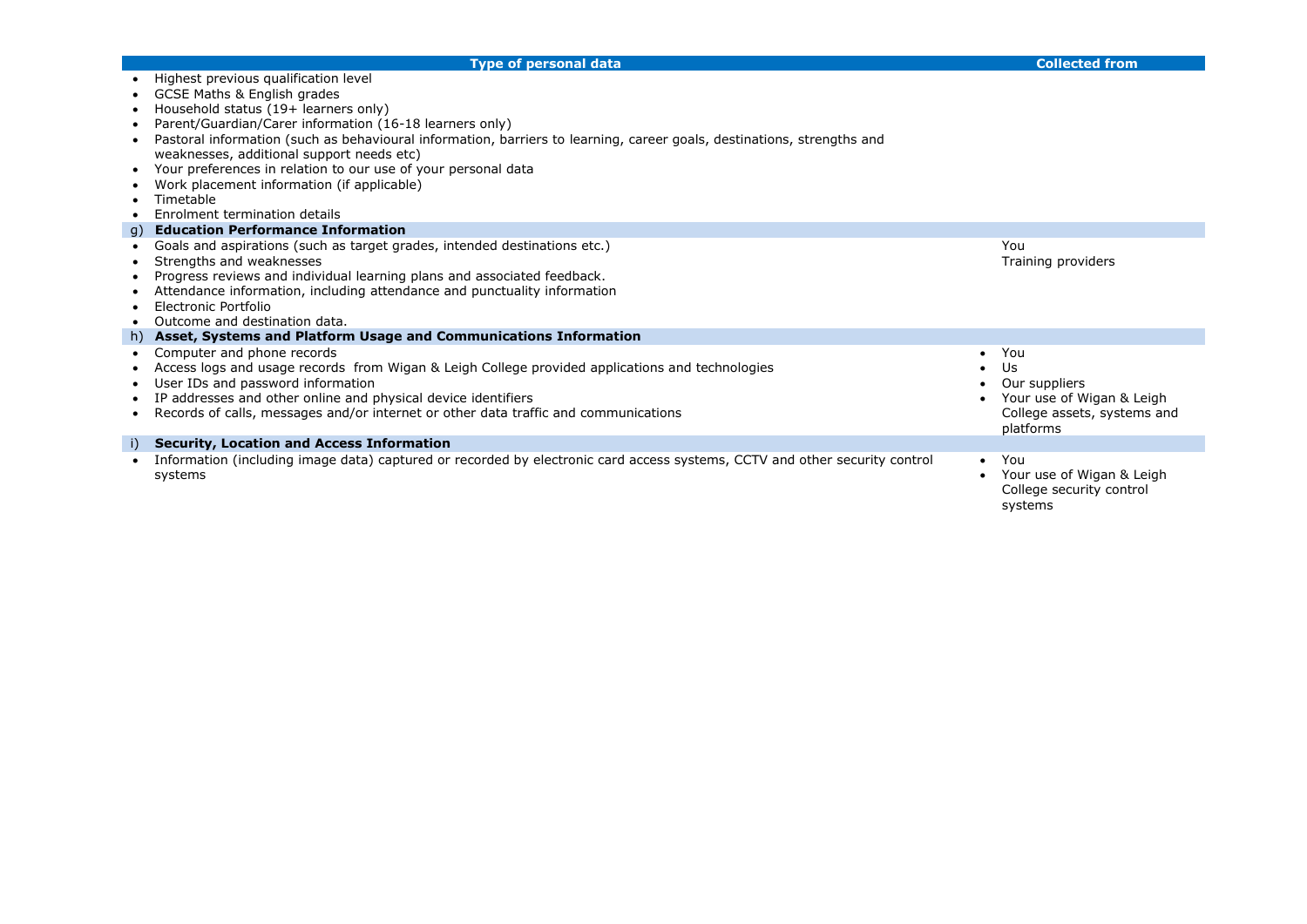| Type of personal data | Collected from |
| --- | --- |
| • Highest previous qualification level<br>• GCSE Maths & English grades<br>• Household status (19+ learners only)<br>• Parent/Guardian/Carer information (16-18 learners only)<br>• Pastoral information (such as behavioural information, barriers to learning, career goals, destinations, strengths and weaknesses, additional support needs etc)<br>• Your preferences in relation to our use of your personal data<br>• Work placement information (if applicable)<br>• Timetable<br>• Enrolment termination details | |
| **g) Education Performance Information** | |
| • Goals and aspirations (such as target grades, intended destinations etc.)<br>• Strengths and weaknesses<br>• Progress reviews and individual learning plans and associated feedback.<br>• Attendance information, including attendance and punctuality information<br>• Electronic Portfolio<br>• Outcome and destination data. | You<br>Training providers |
| **h) Asset, Systems and Platform Usage and Communications Information** | |
| • Computer and phone records<br>• Access logs and usage records from Wigan & Leigh College provided applications and technologies<br>• User IDs and password information<br>• IP addresses and other online and physical device identifiers<br>• Records of calls, messages and/or internet or other data traffic and communications | • You<br>• Us<br>• Our suppliers<br>• Your use of Wigan & Leigh College assets, systems and platforms |
| **i) Security, Location and Access Information** | |
| • Information (including image data) captured or recorded by electronic card access systems, CCTV and other security control systems | • You<br>• Your use of Wigan & Leigh College security control systems |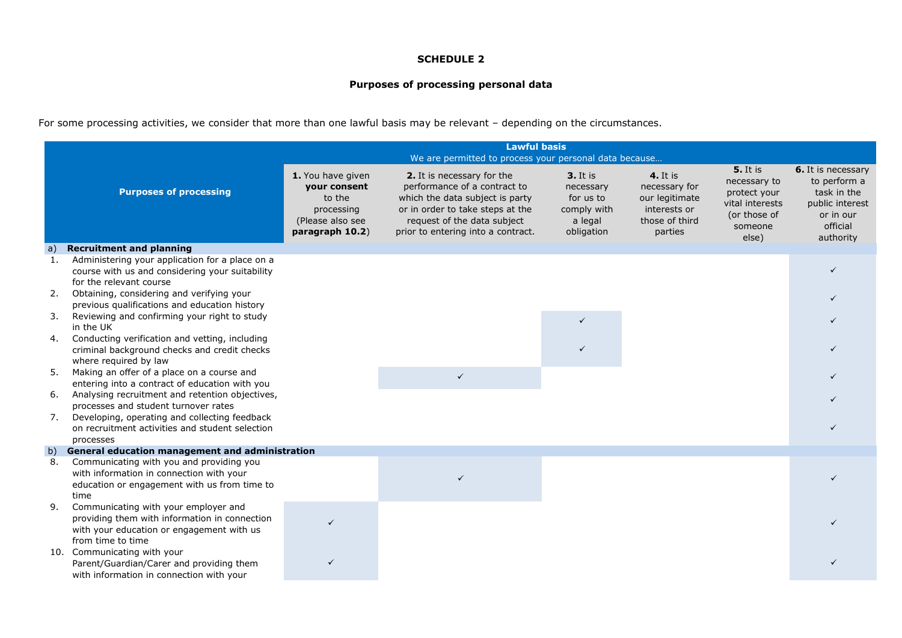**SCHEDULE 2**

**Purposes of processing personal data**

For some processing activities, we consider that more than one lawful basis may be relevant – depending on the circumstances.

| Purposes of processing | Lawful basis<br>We are permitted to process your personal data because… | | | | | |
|---|---|---|---|---|---|---|
| | **1.** You have given **your consent** to the processing (Please also see **paragraph 10.2**) | **2.** It is necessary for the performance of a contract to which the data subject is party or in order to take steps at the request of the data subject prior to entering into a contract. | **3.** It is necessary for us to comply with a legal obligation | **4.** It is necessary for our legitimate interests or those of third parties | **5.** It is necessary to protect your vital interests (or those of someone else) | **6.** It is necessary to perform a task in the public interest or in our official authority |
| a) **Recruitment and planning** | | | | | | |
| 1. Administering your application for a place on a course with us and considering your suitability for the relevant course | | | | | | ✓ |
| 2. Obtaining, considering and verifying your previous qualifications and education history | | | | | | ✓ |
| 3. Reviewing and confirming your right to study in the UK | | | ✓ | | | ✓ |
| 4. Conducting verification and vetting, including criminal background checks and credit checks where required by law | | | ✓ | | | ✓ |
| 5. Making an offer of a place on a course and entering into a contract of education with you | | ✓ | | | | ✓ |
| 6. Analysing recruitment and retention objectives, processes and student turnover rates | | | | | | ✓ |
| 7. Developing, operating and collecting feedback on recruitment activities and student selection processes | | | | | | ✓ |
| b) **General education management and administration** | | | | | | |
| 8. Communicating with you and providing you with information in connection with your education or engagement with us from time to time | | ✓ | | | | ✓ |
| 9. Communicating with your employer and providing them with information in connection with your education or engagement with us from time to time | ✓ | | | | | ✓ |
| 10. Communicating with your Parent/Guardian/Carer and providing them with information in connection with your | ✓ | | | | | ✓ |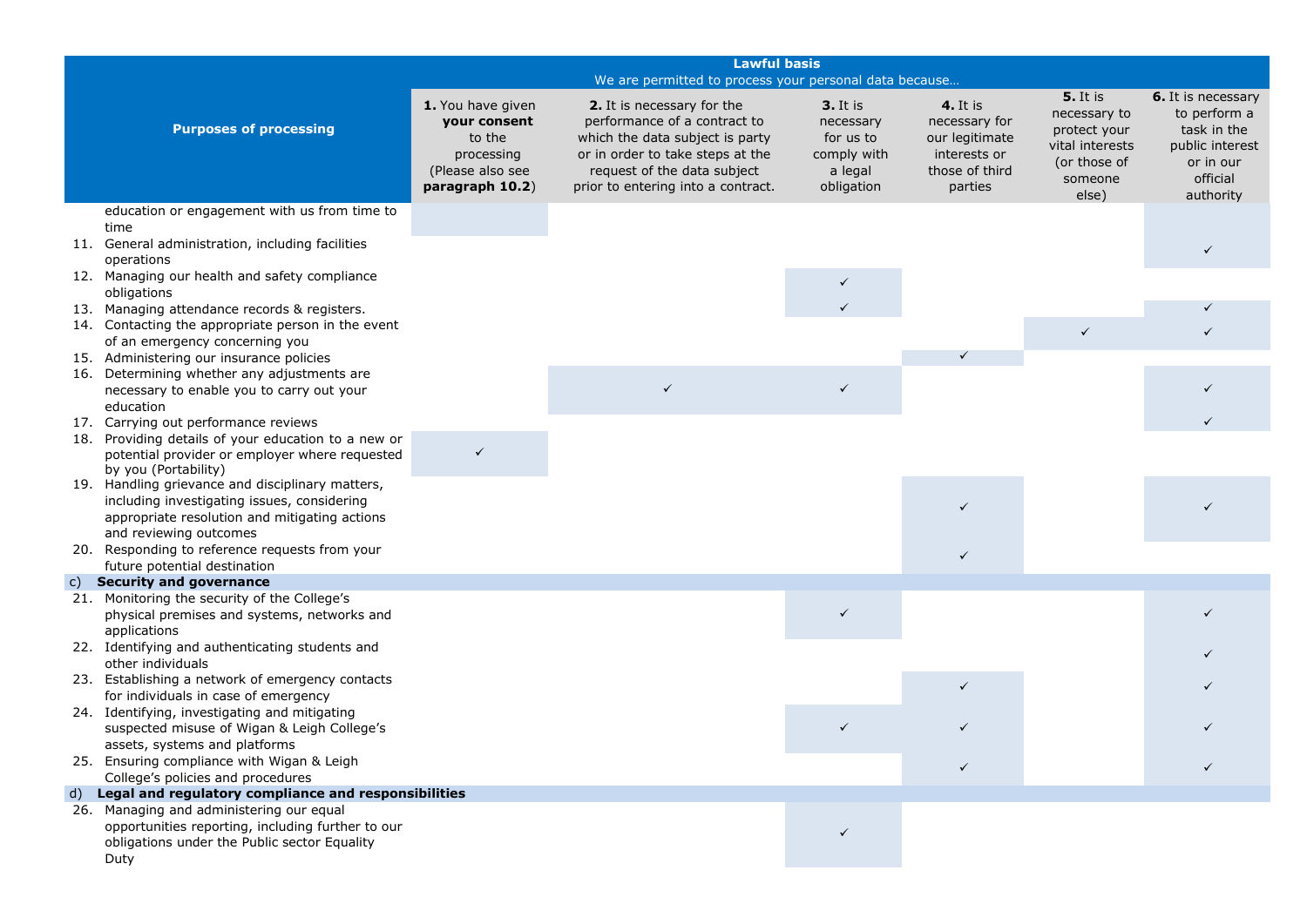| Purposes of processing | Lawful basis<br>We are permitted to process your personal data because… | | | | | |
|---|---|---|---|---|---|---|
| | **1.** You have given **your consent** to the processing (Please also see **paragraph 10.2**) | **2.** It is necessary for the performance of a contract to which the data subject is party or in order to take steps at the request of the data subject prior to entering into a contract. | **3.** It is necessary for us to comply with a legal obligation | **4.** It is necessary for our legitimate interests or those of third parties | **5.** It is necessary to protect your vital interests (or those of someone else) | **6.** It is necessary to perform a task in the public interest or in our official authority |
| education or engagement with us from time to time | | | | | | |
| 11. General administration, including facilities operations | | | | | | ✓ |
| 12. Managing our health and safety compliance obligations | | | ✓ | | | |
| 13. Managing attendance records & registers. | | | ✓ | | | ✓ |
| 14. Contacting the appropriate person in the event of an emergency concerning you | | | | | ✓ | ✓ |
| 15. Administering our insurance policies | | | | ✓ | | |
| 16. Determining whether any adjustments are necessary to enable you to carry out your education | | ✓ | ✓ | | | ✓ |
| 17. Carrying out performance reviews | | | | | | ✓ |
| 18. Providing details of your education to a new or potential provider or employer where requested by you (Portability) | ✓ | | | | | |
| 19. Handling grievance and disciplinary matters, including investigating issues, considering appropriate resolution and mitigating actions and reviewing outcomes | | | | ✓ | | ✓ |
| 20. Responding to reference requests from your future potential destination | | | | ✓ | | |
| **c) Security and governance** | | | | | | |
| 21. Monitoring the security of the College's physical premises and systems, networks and applications | | | ✓ | | | ✓ |
| 22. Identifying and authenticating students and other individuals | | | | | | ✓ |
| 23. Establishing a network of emergency contacts for individuals in case of emergency | | | | ✓ | | ✓ |
| 24. Identifying, investigating and mitigating suspected misuse of Wigan & Leigh College's assets, systems and platforms | | | ✓ | ✓ | | ✓ |
| 25. Ensuring compliance with Wigan & Leigh College's policies and procedures | | | | ✓ | | ✓ |
| **d) Legal and regulatory compliance and responsibilities** | | | | | | |
| 26. Managing and administering our equal opportunities reporting, including further to our obligations under the Public sector Equality Duty | | | ✓ | | | |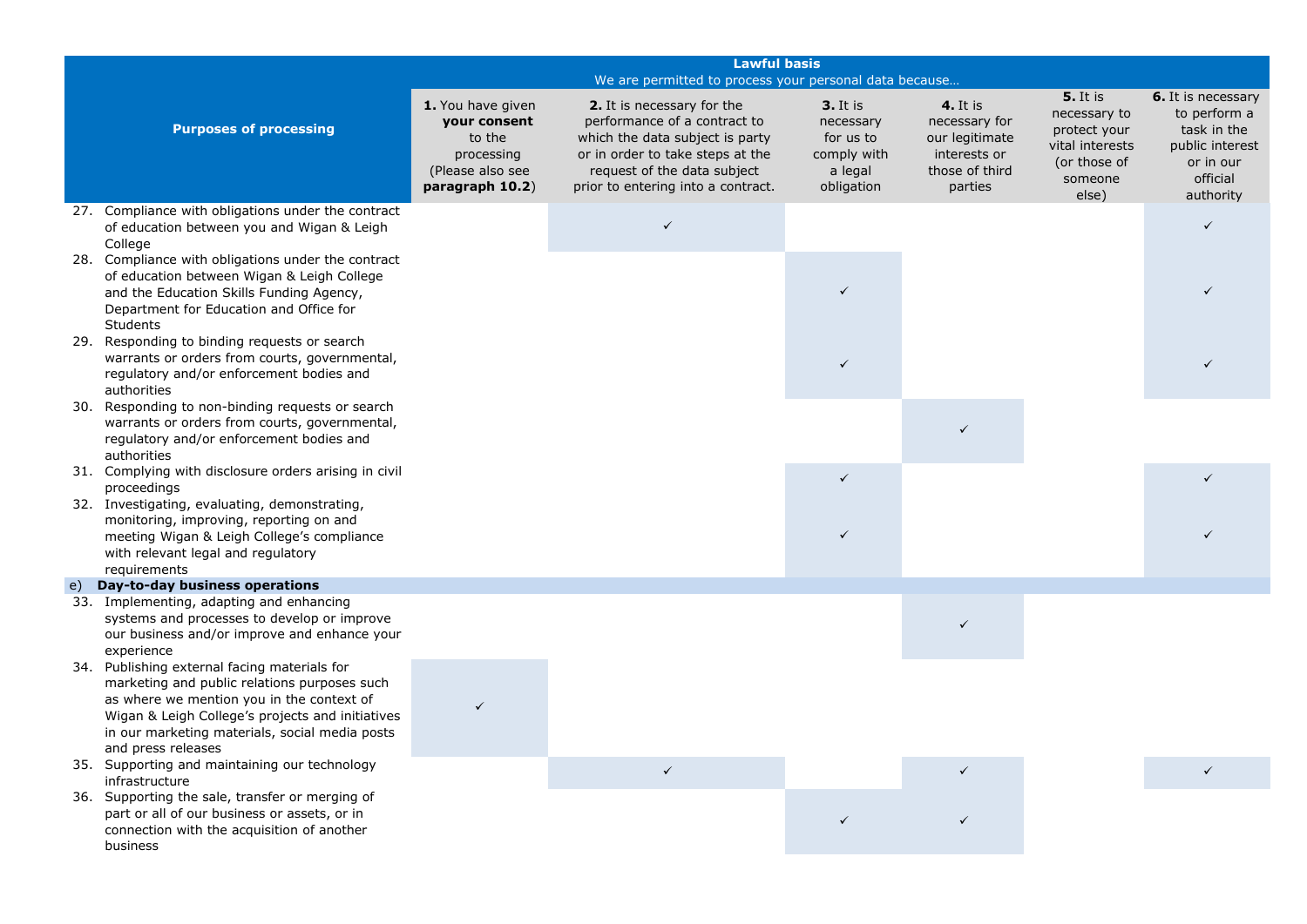| Purposes of processing | Lawful basis We are permitted to process your personal data because… | | | | | |
|---|---|---|---|---|---|---|
| | **1.** You have given **your consent** to the processing (Please also see **paragraph 10.2**) | **2.** It is necessary for the performance of a contract to which the data subject is party or in order to take steps at the request of the data subject prior to entering into a contract. | **3.** It is necessary for us to comply with a legal obligation | **4.** It is necessary for our legitimate interests or those of third parties | **5.** It is necessary to protect your vital interests (or those of someone else) | **6.** It is necessary to perform a task in the public interest or in our official authority |
| 27. Compliance with obligations under the contract of education between you and Wigan & Leigh College | | ✓ | | | | ✓ |
| 28. Compliance with obligations under the contract of education between Wigan & Leigh College and the Education Skills Funding Agency, Department for Education and Office for Students | | | ✓ | | | ✓ |
| 29. Responding to binding requests or search warrants or orders from courts, governmental, regulatory and/or enforcement bodies and authorities | | | ✓ | | | ✓ |
| 30. Responding to non-binding requests or search warrants or orders from courts, governmental, regulatory and/or enforcement bodies and authorities | | | | ✓ | | |
| 31. Complying with disclosure orders arising in civil proceedings | | | ✓ | | | ✓ |
| 32. Investigating, evaluating, demonstrating, monitoring, improving, reporting on and meeting Wigan & Leigh College's compliance with relevant legal and regulatory requirements | | | ✓ | | | ✓ |
| e) **Day-to-day business operations** | | | | | | |
| 33. Implementing, adapting and enhancing systems and processes to develop or improve our business and/or improve and enhance your experience | | | | ✓ | | |
| 34. Publishing external facing materials for marketing and public relations purposes such as where we mention you in the context of Wigan & Leigh College's projects and initiatives in our marketing materials, social media posts and press releases | ✓ | | | | | |
| 35. Supporting and maintaining our technology infrastructure | | ✓ | | ✓ | | ✓ |
| 36. Supporting the sale, transfer or merging of part or all of our business or assets, or in connection with the acquisition of another business | | | ✓ | ✓ | | |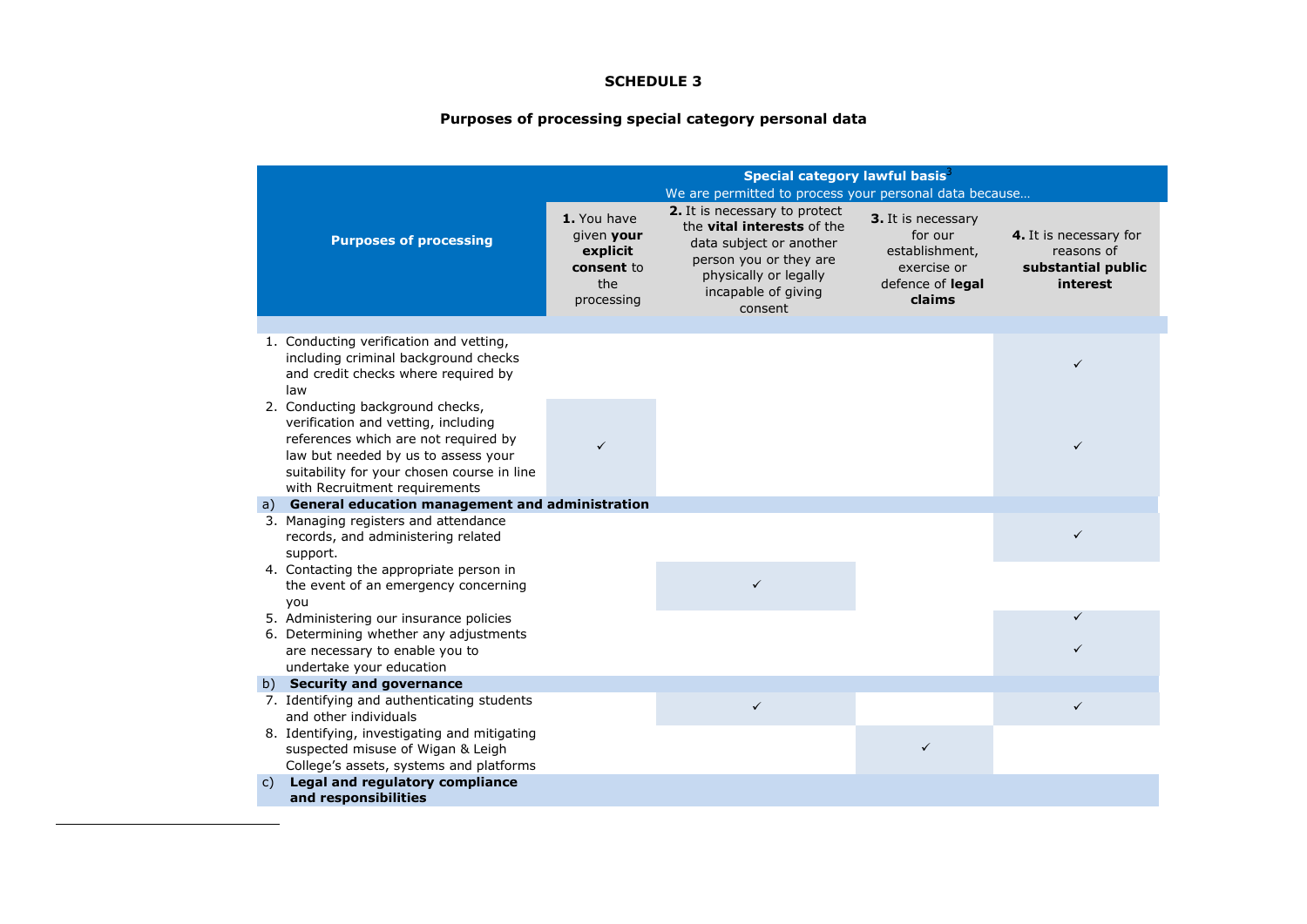**SCHEDULE 3**

**Purposes of processing special category personal data**

| Purposes of processing | Special category lawful basis[3] We are permitted to process your personal data because… | | | |
|---|---|---|---|---|
| | **1.** You have given **your explicit consent** to the processing | **2.** It is necessary to protect the **vital interests** of the data subject or another person you or they are physically or legally incapable of giving consent | **3.** It is necessary for our establishment, exercise or defence of **legal claims** | **4.** It is necessary for reasons of **substantial public interest** |
| 1. Conducting verification and vetting, including criminal background checks and credit checks where required by law | | | | ✓ |
| 2. Conducting background checks, verification and vetting, including references which are not required by law but needed by us to assess your suitability for your chosen course in line with Recruitment requirements | ✓ | | | ✓ |
| a) **General education management and administration** | | | | |
| 3. Managing registers and attendance records, and administering related support. | | | | ✓ |
| 4. Contacting the appropriate person in the event of an emergency concerning you | | ✓ | | |
| 5. Administering our insurance policies | | | | ✓ |
| 6. Determining whether any adjustments are necessary to enable you to undertake your education | | | | ✓ |
| b) **Security and governance** | | | | |
| 7. Identifying and authenticating students and other individuals | | ✓ | | ✓ |
| 8. Identifying, investigating and mitigating suspected misuse of Wigan & Leigh College's assets, systems and platforms | | | ✓ | |
| c) **Legal and regulatory compliance and responsibilities** | | | | |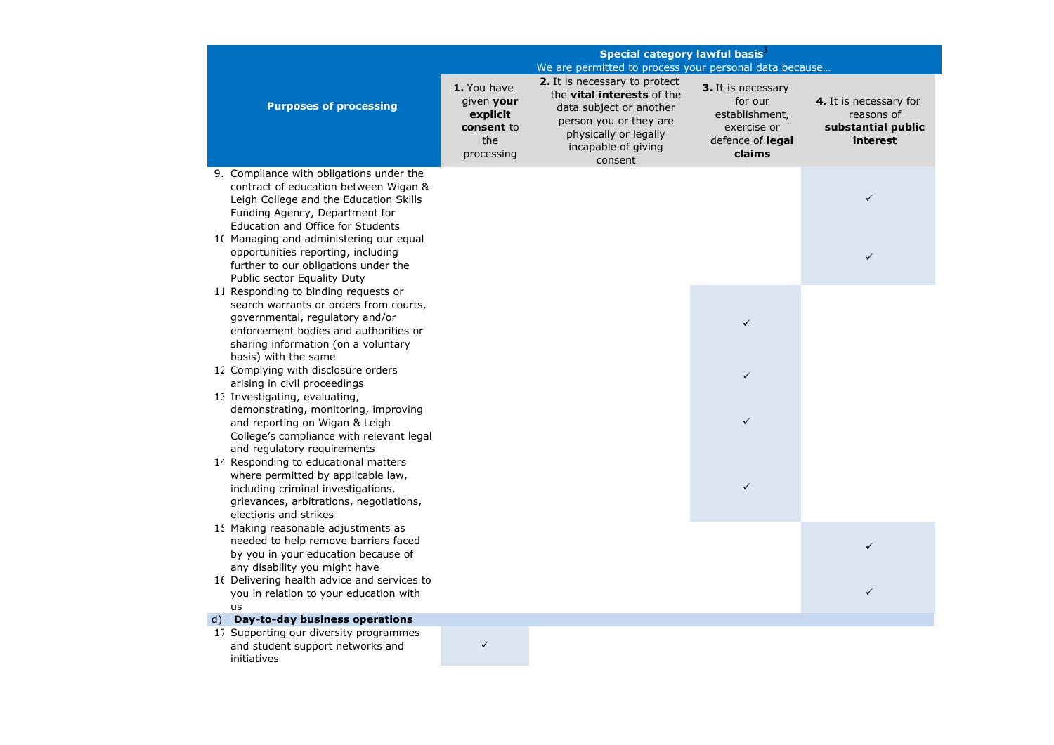| Purposes of processing | Special category lawful basis[3] We are permitted to process your personal data because… | | | |
|---|---|---|---|---|
| | **1.** You have given **your explicit consent** to the processing | **2.** It is necessary to protect the **vital interests** of the data subject or another person you or they are physically or legally incapable of giving consent | **3.** It is necessary for our establishment, exercise or defence of **legal claims** | **4.** It is necessary for reasons of **substantial public interest** |
| 9. Compliance with obligations under the contract of education between Wigan & Leigh College and the Education Skills Funding Agency, Department for Education and Office for Students | | | | ✓ |
| 10. Managing and administering our equal opportunities reporting, including further to our obligations under the Public sector Equality Duty | | | | ✓ |
| 11. Responding to binding requests or search warrants or orders from courts, governmental, regulatory and/or enforcement bodies and authorities or sharing information (on a voluntary basis) with the same | | | ✓ | |
| 12. Complying with disclosure orders arising in civil proceedings | | | ✓ | |
| 13. Investigating, evaluating, demonstrating, monitoring, improving and reporting on Wigan & Leigh College's compliance with relevant legal and regulatory requirements | | | ✓ | |
| 14. Responding to educational matters where permitted by applicable law, including criminal investigations, grievances, arbitrations, negotiations, elections and strikes | | | ✓ | |
| 15. Making reasonable adjustments as needed to help remove barriers faced by you in your education because of any disability you might have | | | | ✓ |
| 16. Delivering health advice and services to you in relation to your education with us | | | | ✓ |
| d) **Day-to-day business operations** | | | | |
| 17. Supporting our diversity programmes and student support networks and initiatives | ✓ | | | |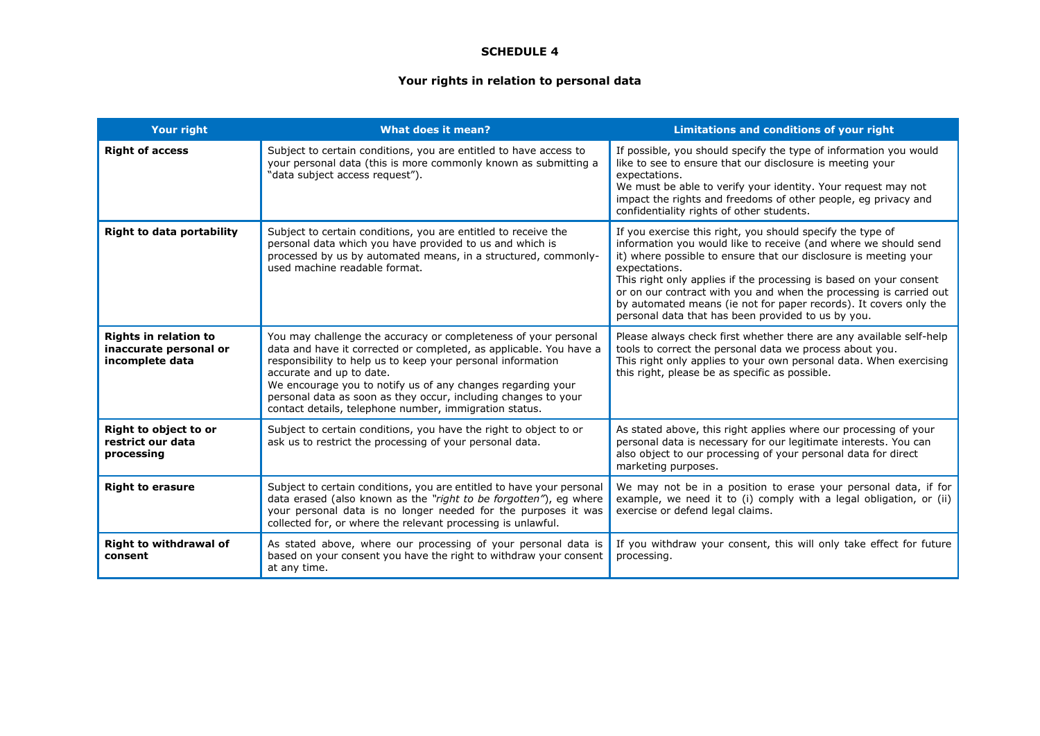# SCHEDULE 4

## Your rights in relation to personal data

| Your right | What does it mean? | Limitations and conditions of your right |
|---|---|---|
| **Right of access** | Subject to certain conditions, you are entitled to have access to your personal data (this is more commonly known as submitting a "data subject access request"). | If possible, you should specify the type of information you would like to see to ensure that our disclosure is meeting your expectations.<br>We must be able to verify your identity. Your request may not impact the rights and freedoms of other people, eg privacy and confidentiality rights of other students. |
| **Right to data portability** | Subject to certain conditions, you are entitled to receive the personal data which you have provided to us and which is processed by us by automated means, in a structured, commonly-used machine readable format. | If you exercise this right, you should specify the type of information you would like to receive (and where we should send it) where possible to ensure that our disclosure is meeting your expectations.<br>This right only applies if the processing is based on your consent or on our contract with you and when the processing is carried out by automated means (ie not for paper records). It covers only the personal data that has been provided to us by you. |
| **Rights in relation to inaccurate personal or incomplete data** | You may challenge the accuracy or completeness of your personal data and have it corrected or completed, as applicable. You have a responsibility to help us to keep your personal information accurate and up to date.<br>We encourage you to notify us of any changes regarding your personal data as soon as they occur, including changes to your contact details, telephone number, immigration status. | Please always check first whether there are any available self-help tools to correct the personal data we process about you.<br>This right only applies to your own personal data. When exercising this right, please be as specific as possible. |
| **Right to object to or restrict our data processing** | Subject to certain conditions, you have the right to object to or ask us to restrict the processing of your personal data. | As stated above, this right applies where our processing of your personal data is necessary for our legitimate interests. You can also object to our processing of your personal data for direct marketing purposes. |
| **Right to erasure** | Subject to certain conditions, you are entitled to have your personal data erased (also known as the *"right to be forgotten"*), eg where your personal data is no longer needed for the purposes it was collected for, or where the relevant processing is unlawful. | We may not be in a position to erase your personal data, if for example, we need it to (i) comply with a legal obligation, or (ii) exercise or defend legal claims. |
| **Right to withdrawal of consent** | As stated above, where our processing of your personal data is based on your consent you have the right to withdraw your consent at any time. | If you withdraw your consent, this will only take effect for future processing. |